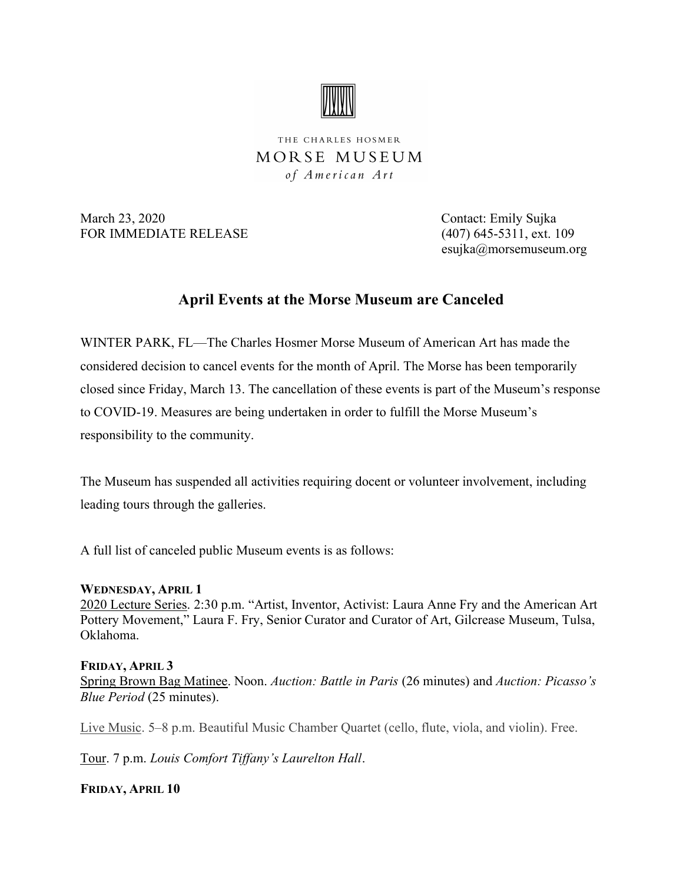THE CHARLES HOSMER
MORSE MUSEUM
*of American Art*

March 23, 2020
FOR IMMEDIATE RELEASE

Contact: Emily Sujka
(407) 645-5311, ext. 109
esujka@morsemuseum.org

## April Events at the Morse Museum are Canceled

WINTER PARK, FL—The Charles Hosmer Morse Museum of American Art has made the considered decision to cancel events for the month of April. The Morse has been temporarily closed since Friday, March 13. The cancellation of these events is part of the Museum's response to COVID-19. Measures are being undertaken in order to fulfill the Morse Museum's responsibility to the community.

The Museum has suspended all activities requiring docent or volunteer involvement, including leading tours through the galleries.

A full list of canceled public Museum events is as follows:

**WEDNESDAY, APRIL 1**
2020 Lecture Series. 2:30 p.m. "Artist, Inventor, Activist: Laura Anne Fry and the American Art Pottery Movement," Laura F. Fry, Senior Curator and Curator of Art, Gilcrease Museum, Tulsa, Oklahoma.

**FRIDAY, APRIL 3**
Spring Brown Bag Matinee. Noon. *Auction: Battle in Paris* (26 minutes) and *Auction: Picasso's Blue Period* (25 minutes).

Live Music. 5–8 p.m. Beautiful Music Chamber Quartet (cello, flute, viola, and violin). Free.

Tour. 7 p.m. *Louis Comfort Tiffany's Laurelton Hall*.

**FRIDAY, APRIL 10**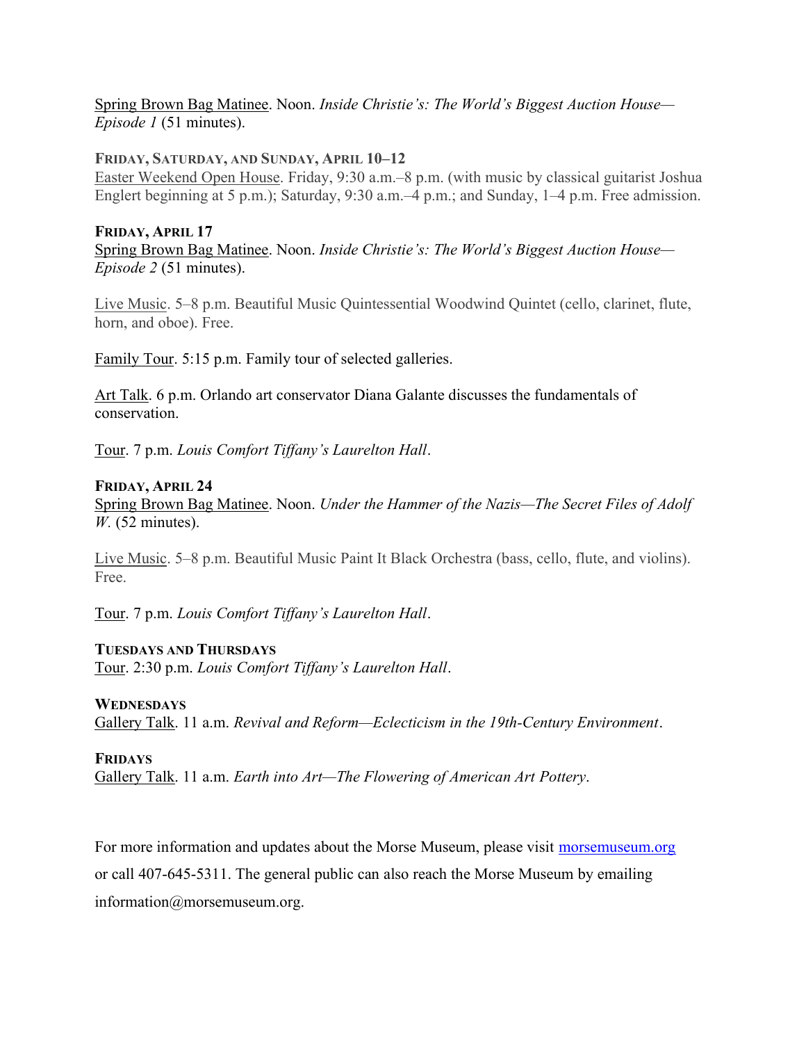Spring Brown Bag Matinee. Noon. *Inside Christie's: The World's Biggest Auction House—Episode 1* (51 minutes).

**Friday, Saturday, and Sunday, April 10–12**
Easter Weekend Open House. Friday, 9:30 a.m.–8 p.m. (with music by classical guitarist Joshua Englert beginning at 5 p.m.); Saturday, 9:30 a.m.–4 p.m.; and Sunday, 1–4 p.m. Free admission.

**Friday, April 17**
Spring Brown Bag Matinee. Noon. *Inside Christie's: The World's Biggest Auction House—Episode 2* (51 minutes).

Live Music. 5–8 p.m. Beautiful Music Quintessential Woodwind Quintet (cello, clarinet, flute, horn, and oboe). Free.

Family Tour. 5:15 p.m. Family tour of selected galleries.

Art Talk. 6 p.m. Orlando art conservator Diana Galante discusses the fundamentals of conservation.

Tour. 7 p.m. *Louis Comfort Tiffany's Laurelton Hall*.

**Friday, April 24**
Spring Brown Bag Matinee. Noon. *Under the Hammer of the Nazis—The Secret Files of Adolf W.* (52 minutes).

Live Music. 5–8 p.m. Beautiful Music Paint It Black Orchestra (bass, cello, flute, and violins). Free.

Tour. 7 p.m. *Louis Comfort Tiffany's Laurelton Hall*.

**Tuesdays and Thursdays**
Tour. 2:30 p.m. *Louis Comfort Tiffany's Laurelton Hall*.

**Wednesdays**
Gallery Talk. 11 a.m. *Revival and Reform—Eclecticism in the 19th-Century Environment*.

**Fridays**
Gallery Talk. 11 a.m. *Earth into Art—The Flowering of American Art Pottery*.

For more information and updates about the Morse Museum, please visit morsemuseum.org or call 407-645-5311. The general public can also reach the Morse Museum by emailing information@morsemuseum.org.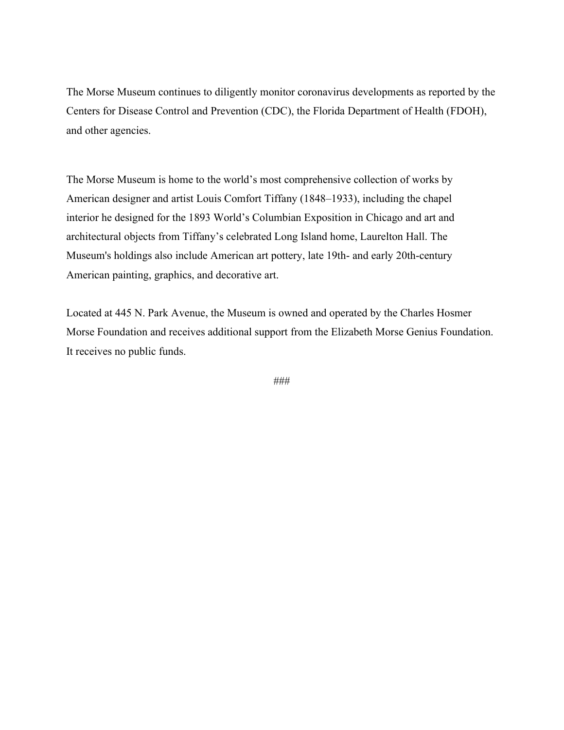The Morse Museum continues to diligently monitor coronavirus developments as reported by the Centers for Disease Control and Prevention (CDC), the Florida Department of Health (FDOH), and other agencies.

The Morse Museum is home to the world's most comprehensive collection of works by American designer and artist Louis Comfort Tiffany (1848–1933), including the chapel interior he designed for the 1893 World's Columbian Exposition in Chicago and art and architectural objects from Tiffany's celebrated Long Island home, Laurelton Hall. The Museum's holdings also include American art pottery, late 19th- and early 20th-century American painting, graphics, and decorative art.

Located at 445 N. Park Avenue, the Museum is owned and operated by the Charles Hosmer Morse Foundation and receives additional support from the Elizabeth Morse Genius Foundation. It receives no public funds.

###